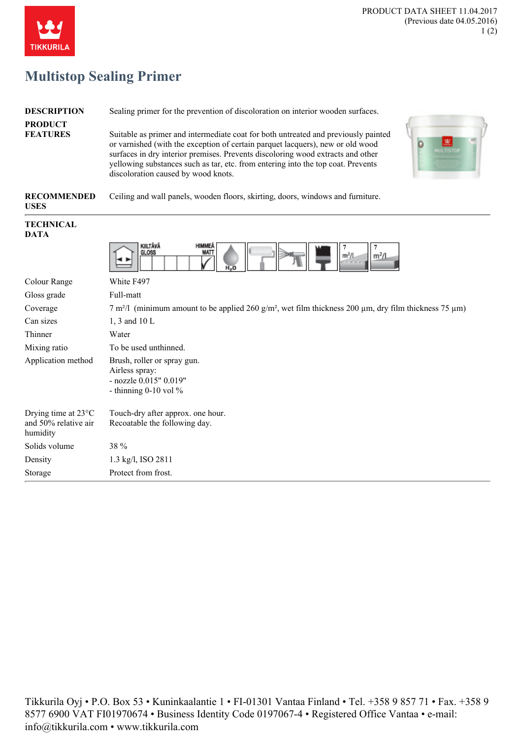# Multistop Sealing Primer

**DESCRIPTION**

Sealing primer for the prevention of discoloration on interior wooden surfaces.

**PRODUCT FEATURES**

Suitable as primer and intermediate coat for both untreated and previously painted or varnished (with the exception of certain parquet lacquers), new or old wood surfaces in dry interior premises. Prevents discoloring wood extracts and other yellowing substances such as tar, etc. from entering into the top coat. Prevents discoloration caused by wood knots.

**RECOMMENDED USES**

Ceiling and wall panels, wooden floors, skirting, doors, windows and furniture.

**TECHNICAL DATA**

| | |
|---|---|
| Colour Range | White F497 |
| Gloss grade | Full-matt |
| Coverage | 7 m²/l (minimum amount to be applied 260 g/m², wet film thickness 200 µm, dry film thickness 75 µm) |
| Can sizes | 1, 3 and 10 L |
| Thinner | Water |
| Mixing ratio | To be used unthinned. |
| Application method | Brush, roller or spray gun.<br>Airless spray:<br>- nozzle 0.015" 0.019"<br>- thinning 0-10 vol % |
| Drying time at 23°C and 50% relative air humidity | Touch-dry after approx. one hour.<br>Recoatable the following day. |
| Solids volume | 38 % |
| Density | 1.3 kg/l, ISO 2811 |
| Storage | Protect from frost. |

Tikkurila Oyj • P.O. Box 53 • Kuninkaalantie 1 • FI-01301 Vantaa Finland • Tel. +358 9 857 71 • Fax. +358 9 8577 6900 VAT FI01970674 • Business Identity Code 0197067-4 • Registered Office Vantaa • e-mail: info@tikkurila.com • www.tikkurila.com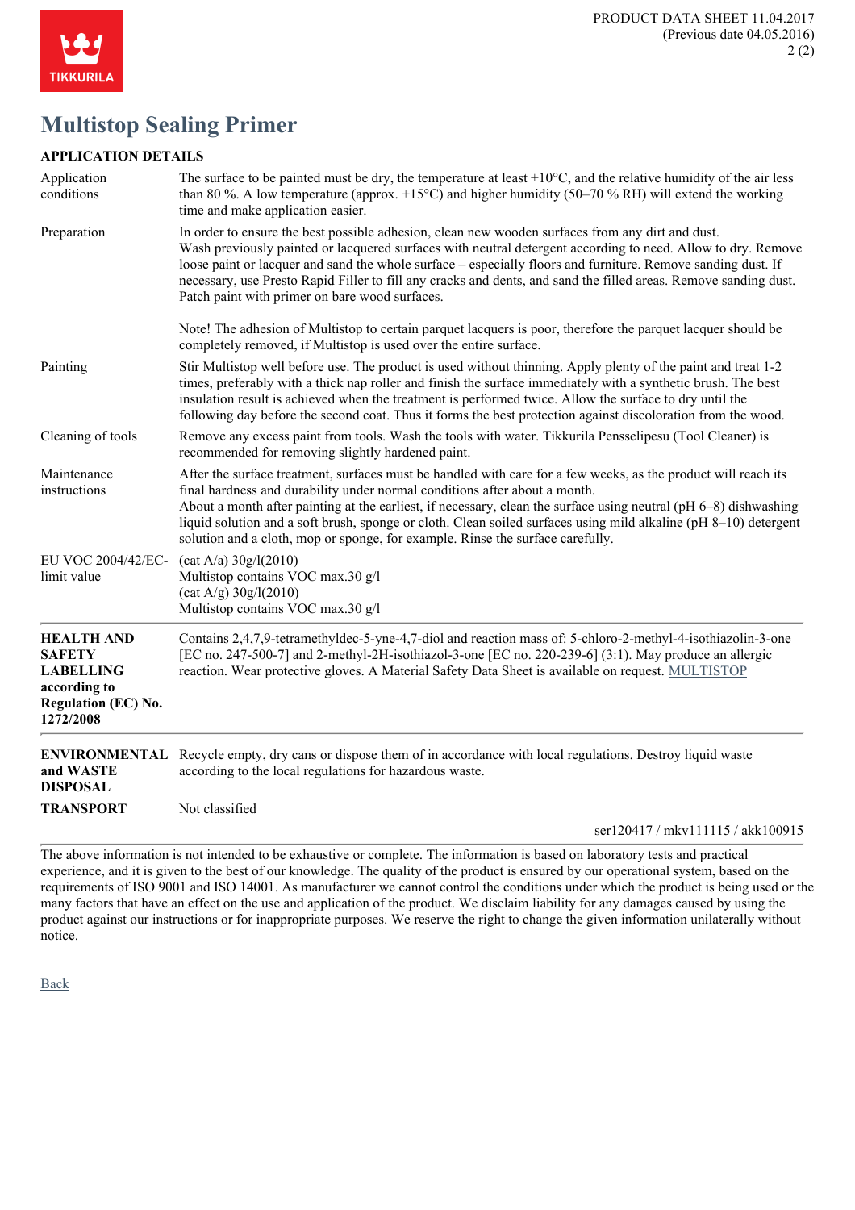# Multistop Sealing Primer

## APPLICATION DETAILS

| | |
|---|---|
| Application conditions | The surface to be painted must be dry, the temperature at least +10°C, and the relative humidity of the air less than 80 %. A low temperature (approx. +15°C) and higher humidity (50–70 % RH) will extend the working time and make application easier. |
| Preparation | In order to ensure the best possible adhesion, clean new wooden surfaces from any dirt and dust. Wash previously painted or lacquered surfaces with neutral detergent according to need. Allow to dry. Remove loose paint or lacquer and sand the whole surface – especially floors and furniture. Remove sanding dust. If necessary, use Presto Rapid Filler to fill any cracks and dents, and sand the filled areas. Remove sanding dust. Patch paint with primer on bare wood surfaces.<br><br>Note! The adhesion of Multistop to certain parquet lacquers is poor, therefore the parquet lacquer should be completely removed, if Multistop is used over the entire surface. |
| Painting | Stir Multistop well before use. The product is used without thinning. Apply plenty of the paint and treat 1-2 times, preferably with a thick nap roller and finish the surface immediately with a synthetic brush. The best insulation result is achieved when the treatment is performed twice. Allow the surface to dry until the following day before the second coat. Thus it forms the best protection against discoloration from the wood. |
| Cleaning of tools | Remove any excess paint from tools. Wash the tools with water. Tikkurila Pensselipesu (Tool Cleaner) is recommended for removing slightly hardened paint. |
| Maintenance instructions | After the surface treatment, surfaces must be handled with care for a few weeks, as the product will reach its final hardness and durability under normal conditions after about a month.<br>About a month after painting at the earliest, if necessary, clean the surface using neutral (pH 6–8) dishwashing liquid solution and a soft brush, sponge or cloth. Clean soiled surfaces using mild alkaline (pH 8–10) detergent solution and a cloth, mop or sponge, for example. Rinse the surface carefully. |
| EU VOC 2004/42/EC-limit value | (cat A/a) 30g/l(2010)<br>Multistop contains VOC max.30 g/l<br>(cat A/g) 30g/l(2010)<br>Multistop contains VOC max.30 g/l |

| | |
|---|---|
| **HEALTH AND SAFETY LABELLING according to Regulation (EC) No. 1272/2008** | Contains 2,4,7,9-tetramethyldec-5-yne-4,7-diol and reaction mass of: 5-chloro-2-methyl-4-isothiazolin-3-one [EC no. 247-500-7] and 2-methyl-2H-isothiazol-3-one [EC no. 220-239-6] (3:1). May produce an allergic reaction. Wear protective gloves. A Material Safety Data Sheet is available on request. MULTISTOP |
| **ENVIRONMENTAL and WASTE DISPOSAL** | Recycle empty, dry cans or dispose them of in accordance with local regulations. Destroy liquid waste according to the local regulations for hazardous waste. |
| **TRANSPORT** | Not classified |

ser120417 / mkv111115 / akk100915

The above information is not intended to be exhaustive or complete. The information is based on laboratory tests and practical experience, and it is given to the best of our knowledge. The quality of the product is ensured by our operational system, based on the requirements of ISO 9001 and ISO 14001. As manufacturer we cannot control the conditions under which the product is being used or the many factors that have an effect on the use and application of the product. We disclaim liability for any damages caused by using the product against our instructions or for inappropriate purposes. We reserve the right to change the given information unilaterally without notice.

Back